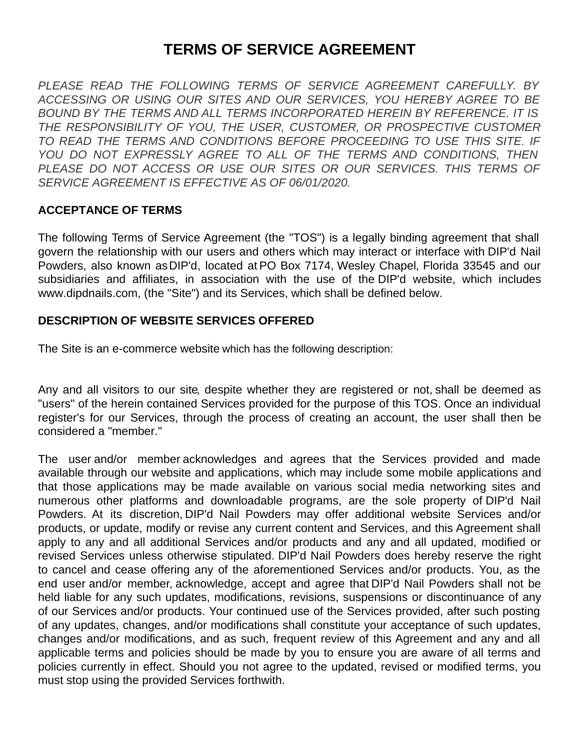# TERMS OF SERVICE AGREEMENT

*PLEASE READ THE FOLLOWING TERMS OF SERVICE AGREEMENT CAREFULLY. BY ACCESSING OR USING OUR SITES AND OUR SERVICES, YOU HEREBY AGREE TO BE BOUND BY THE TERMS AND ALL TERMS INCORPORATED HEREIN BY REFERENCE. IT IS THE RESPONSIBILITY OF YOU, THE USER, CUSTOMER, OR PROSPECTIVE CUSTOMER TO READ THE TERMS AND CONDITIONS BEFORE PROCEEDING TO USE THIS SITE. IF YOU DO NOT EXPRESSLY AGREE TO ALL OF THE TERMS AND CONDITIONS, THEN PLEASE DO NOT ACCESS OR USE OUR SITES OR OUR SERVICES. THIS TERMS OF SERVICE AGREEMENT IS EFFECTIVE AS OF 06/01/2020.*

## ACCEPTANCE OF TERMS

The following Terms of Service Agreement (the "TOS") is a legally binding agreement that shall govern the relationship with our users and others which may interact or interface with DIP'd Nail Powders, also known as DIP'd, located at PO Box 7174, Wesley Chapel, Florida 33545 and our subsidiaries and affiliates, in association with the use of the DIP'd website, which includes www.dipdnails.com, (the "Site") and its Services, which shall be defined below.

## DESCRIPTION OF WEBSITE SERVICES OFFERED

The Site is an e-commerce website which has the following description:

Any and all visitors to our site, despite whether they are registered or not, shall be deemed as "users" of the herein contained Services provided for the purpose of this TOS. Once an individual register's for our Services, through the process of creating an account, the user shall then be considered a "member."

The user and/or member acknowledges and agrees that the Services provided and made available through our website and applications, which may include some mobile applications and that those applications may be made available on various social media networking sites and numerous other platforms and downloadable programs, are the sole property of DIP'd Nail Powders. At its discretion, DIP'd Nail Powders may offer additional website Services and/or products, or update, modify or revise any current content and Services, and this Agreement shall apply to any and all additional Services and/or products and any and all updated, modified or revised Services unless otherwise stipulated. DIP'd Nail Powders does hereby reserve the right to cancel and cease offering any of the aforementioned Services and/or products. You, as the end user and/or member, acknowledge, accept and agree that DIP'd Nail Powders shall not be held liable for any such updates, modifications, revisions, suspensions or discontinuance of any of our Services and/or products. Your continued use of the Services provided, after such posting of any updates, changes, and/or modifications shall constitute your acceptance of such updates, changes and/or modifications, and as such, frequent review of this Agreement and any and all applicable terms and policies should be made by you to ensure you are aware of all terms and policies currently in effect. Should you not agree to the updated, revised or modified terms, you must stop using the provided Services forthwith.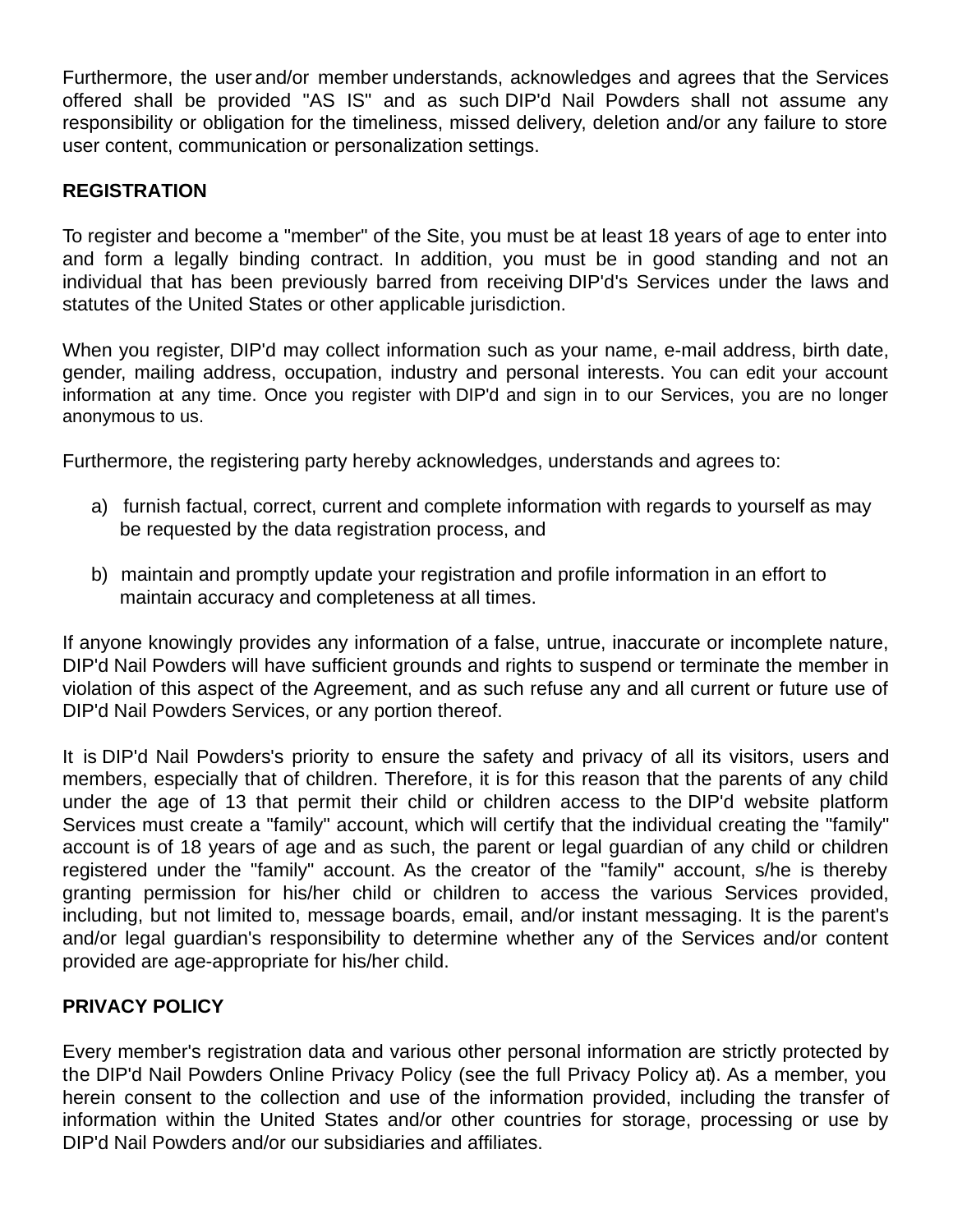Furthermore, the user and/or member understands, acknowledges and agrees that the Services offered shall be provided "AS IS" and as such DIP'd Nail Powders shall not assume any responsibility or obligation for the timeliness, missed delivery, deletion and/or any failure to store user content, communication or personalization settings.

**REGISTRATION**

To register and become a "member" of the Site, you must be at least 18 years of age to enter into and form a legally binding contract. In addition, you must be in good standing and not an individual that has been previously barred from receiving DIP'd's Services under the laws and statutes of the United States or other applicable jurisdiction.

When you register, DIP'd may collect information such as your name, e-mail address, birth date, gender, mailing address, occupation, industry and personal interests. You can edit your account information at any time. Once you register with DIP'd and sign in to our Services, you are no longer anonymous to us.

Furthermore, the registering party hereby acknowledges, understands and agrees to:

a) furnish factual, correct, current and complete information with regards to yourself as may be requested by the data registration process, and

b) maintain and promptly update your registration and profile information in an effort to maintain accuracy and completeness at all times.

If anyone knowingly provides any information of a false, untrue, inaccurate or incomplete nature, DIP'd Nail Powders will have sufficient grounds and rights to suspend or terminate the member in violation of this aspect of the Agreement, and as such refuse any and all current or future use of DIP'd Nail Powders Services, or any portion thereof.

It is DIP'd Nail Powders's priority to ensure the safety and privacy of all its visitors, users and members, especially that of children. Therefore, it is for this reason that the parents of any child under the age of 13 that permit their child or children access to the DIP'd website platform Services must create a "family" account, which will certify that the individual creating the "family" account is of 18 years of age and as such, the parent or legal guardian of any child or children registered under the "family" account. As the creator of the "family" account, s/he is thereby granting permission for his/her child or children to access the various Services provided, including, but not limited to, message boards, email, and/or instant messaging. It is the parent's and/or legal guardian's responsibility to determine whether any of the Services and/or content provided are age-appropriate for his/her child.

**PRIVACY POLICY**

Every member's registration data and various other personal information are strictly protected by the DIP'd Nail Powders Online Privacy Policy (see the full Privacy Policy at). As a member, you herein consent to the collection and use of the information provided, including the transfer of information within the United States and/or other countries for storage, processing or use by DIP'd Nail Powders and/or our subsidiaries and affiliates.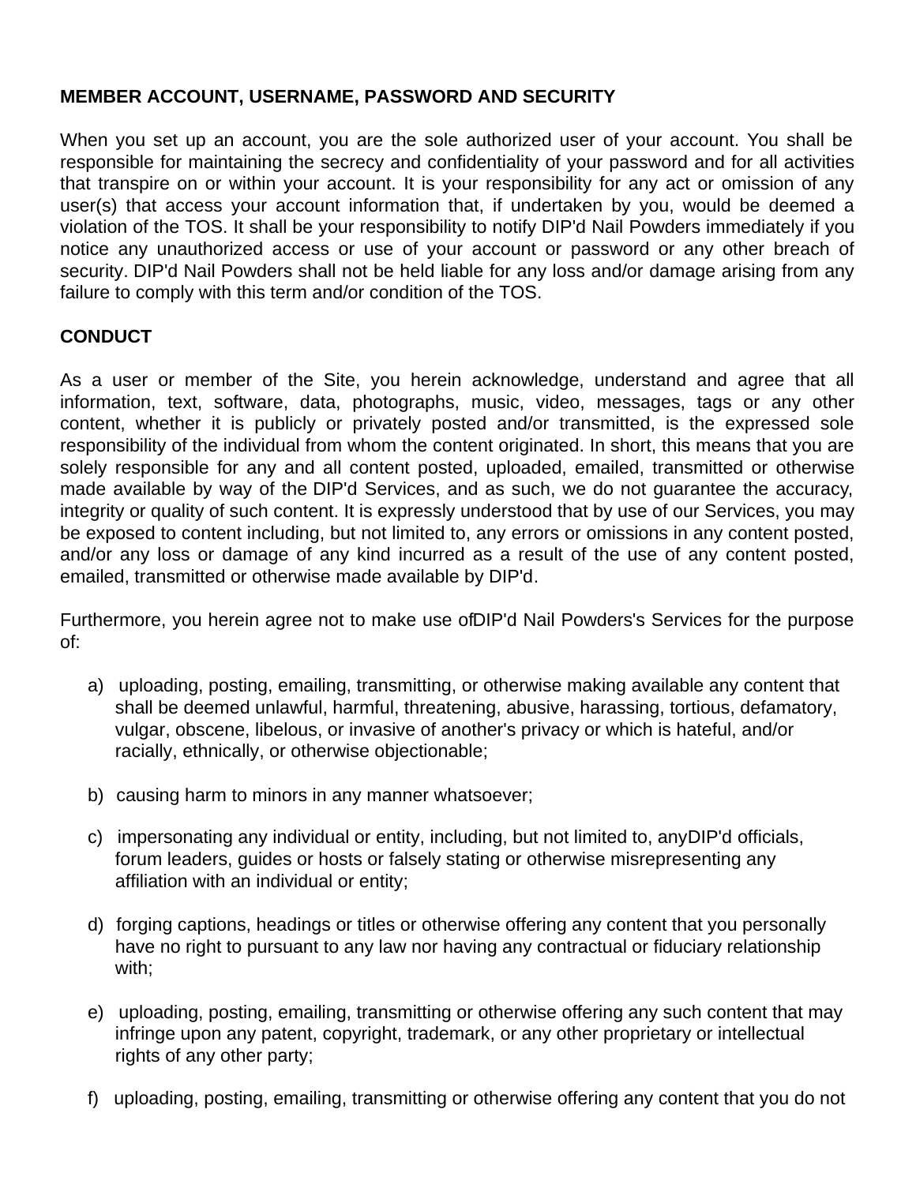**MEMBER ACCOUNT, USERNAME, PASSWORD AND SECURITY**

When you set up an account, you are the sole authorized user of your account. You shall be responsible for maintaining the secrecy and confidentiality of your password and for all activities that transpire on or within your account. It is your responsibility for any act or omission of any user(s) that access your account information that, if undertaken by you, would be deemed a violation of the TOS. It shall be your responsibility to notify DIP'd Nail Powders immediately if you notice any unauthorized access or use of your account or password or any other breach of security. DIP'd Nail Powders shall not be held liable for any loss and/or damage arising from any failure to comply with this term and/or condition of the TOS.

**CONDUCT**

As a user or member of the Site, you herein acknowledge, understand and agree that all information, text, software, data, photographs, music, video, messages, tags or any other content, whether it is publicly or privately posted and/or transmitted, is the expressed sole responsibility of the individual from whom the content originated. In short, this means that you are solely responsible for any and all content posted, uploaded, emailed, transmitted or otherwise made available by way of the DIP'd Services, and as such, we do not guarantee the accuracy, integrity or quality of such content. It is expressly understood that by use of our Services, you may be exposed to content including, but not limited to, any errors or omissions in any content posted, and/or any loss or damage of any kind incurred as a result of the use of any content posted, emailed, transmitted or otherwise made available by DIP'd.

Furthermore, you herein agree not to make use ofDIP'd Nail Powders's Services for the purpose of:

a) uploading, posting, emailing, transmitting, or otherwise making available any content that shall be deemed unlawful, harmful, threatening, abusive, harassing, tortious, defamatory, vulgar, obscene, libelous, or invasive of another's privacy or which is hateful, and/or racially, ethnically, or otherwise objectionable;

b) causing harm to minors in any manner whatsoever;

c) impersonating any individual or entity, including, but not limited to, anyDIP'd officials, forum leaders, guides or hosts or falsely stating or otherwise misrepresenting any affiliation with an individual or entity;

d) forging captions, headings or titles or otherwise offering any content that you personally have no right to pursuant to any law nor having any contractual or fiduciary relationship with;

e) uploading, posting, emailing, transmitting or otherwise offering any such content that may infringe upon any patent, copyright, trademark, or any other proprietary or intellectual rights of any other party;

f) uploading, posting, emailing, transmitting or otherwise offering any content that you do not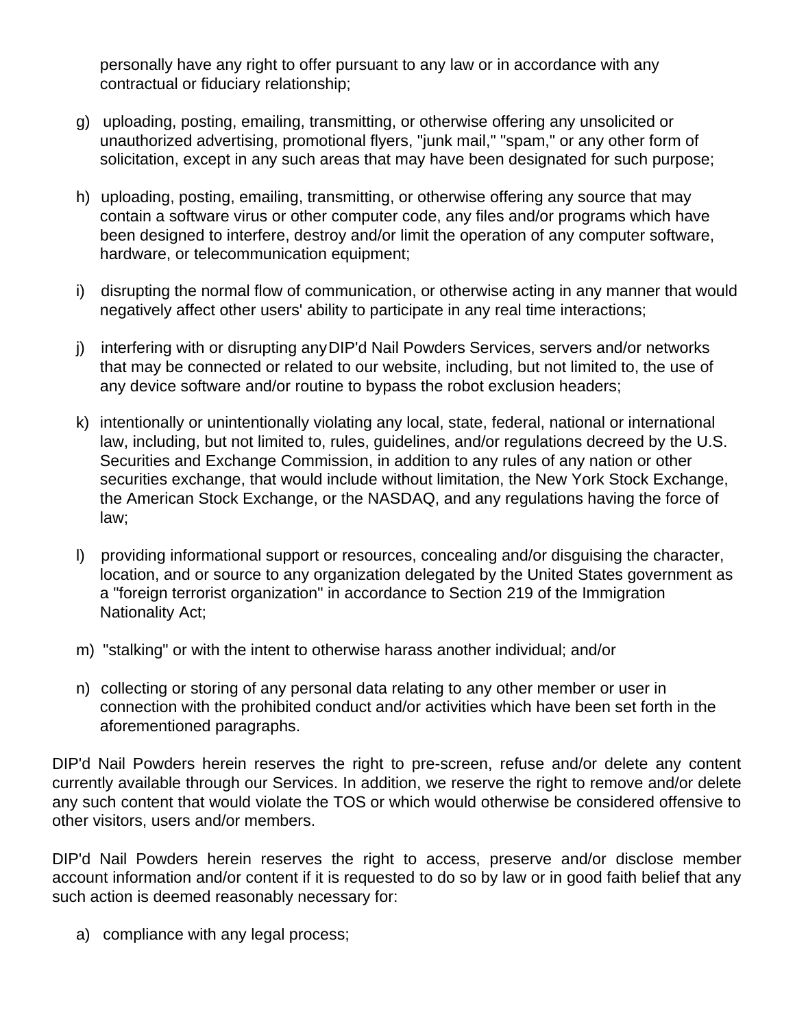personally have any right to offer pursuant to any law or in accordance with any contractual or fiduciary relationship;

g) uploading, posting, emailing, transmitting, or otherwise offering any unsolicited or unauthorized advertising, promotional flyers, "junk mail," "spam," or any other form of solicitation, except in any such areas that may have been designated for such purpose;

h) uploading, posting, emailing, transmitting, or otherwise offering any source that may contain a software virus or other computer code, any files and/or programs which have been designed to interfere, destroy and/or limit the operation of any computer software, hardware, or telecommunication equipment;

i) disrupting the normal flow of communication, or otherwise acting in any manner that would negatively affect other users' ability to participate in any real time interactions;

j) interfering with or disrupting any DIP'd Nail Powders Services, servers and/or networks that may be connected or related to our website, including, but not limited to, the use of any device software and/or routine to bypass the robot exclusion headers;

k) intentionally or unintentionally violating any local, state, federal, national or international law, including, but not limited to, rules, guidelines, and/or regulations decreed by the U.S. Securities and Exchange Commission, in addition to any rules of any nation or other securities exchange, that would include without limitation, the New York Stock Exchange, the American Stock Exchange, or the NASDAQ, and any regulations having the force of law;

l) providing informational support or resources, concealing and/or disguising the character, location, and or source to any organization delegated by the United States government as a "foreign terrorist organization" in accordance to Section 219 of the Immigration Nationality Act;

m) "stalking" or with the intent to otherwise harass another individual; and/or

n) collecting or storing of any personal data relating to any other member or user in connection with the prohibited conduct and/or activities which have been set forth in the aforementioned paragraphs.

DIP'd Nail Powders herein reserves the right to pre-screen, refuse and/or delete any content currently available through our Services. In addition, we reserve the right to remove and/or delete any such content that would violate the TOS or which would otherwise be considered offensive to other visitors, users and/or members.

DIP'd Nail Powders herein reserves the right to access, preserve and/or disclose member account information and/or content if it is requested to do so by law or in good faith belief that any such action is deemed reasonably necessary for:

a) compliance with any legal process;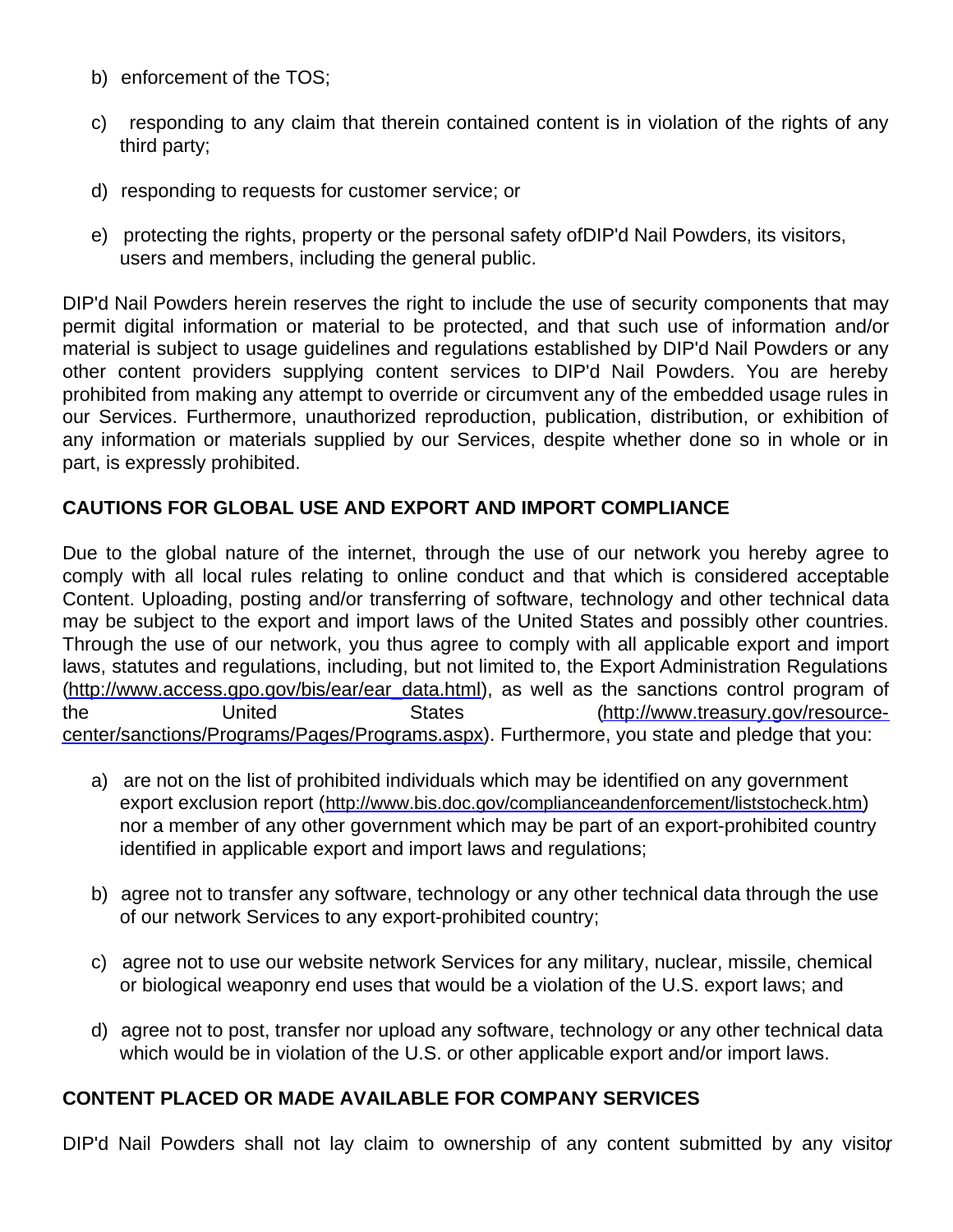b) enforcement of the TOS;

c) responding to any claim that therein contained content is in violation of the rights of any third party;

d) responding to requests for customer service; or

e) protecting the rights, property or the personal safety ofDIP'd Nail Powders, its visitors, users and members, including the general public.

DIP'd Nail Powders herein reserves the right to include the use of security components that may permit digital information or material to be protected, and that such use of information and/or material is subject to usage guidelines and regulations established by DIP'd Nail Powders or any other content providers supplying content services to DIP'd Nail Powders. You are hereby prohibited from making any attempt to override or circumvent any of the embedded usage rules in our Services. Furthermore, unauthorized reproduction, publication, distribution, or exhibition of any information or materials supplied by our Services, despite whether done so in whole or in part, is expressly prohibited.

**CAUTIONS FOR GLOBAL USE AND EXPORT AND IMPORT COMPLIANCE**

Due to the global nature of the internet, through the use of our network you hereby agree to comply with all local rules relating to online conduct and that which is considered acceptable Content. Uploading, posting and/or transferring of software, technology and other technical data may be subject to the export and import laws of the United States and possibly other countries. Through the use of our network, you thus agree to comply with all applicable export and import laws, statutes and regulations, including, but not limited to, the Export Administration Regulations (http://www.access.gpo.gov/bis/ear/ear_data.html), as well as the sanctions control program of the United States (http://www.treasury.gov/resource-center/sanctions/Programs/Pages/Programs.aspx). Furthermore, you state and pledge that you:

a) are not on the list of prohibited individuals which may be identified on any government export exclusion report (http://www.bis.doc.gov/complianceandenforcement/liststocheck.htm) nor a member of any other government which may be part of an export-prohibited country identified in applicable export and import laws and regulations;

b) agree not to transfer any software, technology or any other technical data through the use of our network Services to any export-prohibited country;

c) agree not to use our website network Services for any military, nuclear, missile, chemical or biological weaponry end uses that would be a violation of the U.S. export laws; and

d) agree not to post, transfer nor upload any software, technology or any other technical data which would be in violation of the U.S. or other applicable export and/or import laws.

**CONTENT PLACED OR MADE AVAILABLE FOR COMPANY SERVICES**

DIP'd Nail Powders shall not lay claim to ownership of any content submitted by any visitor,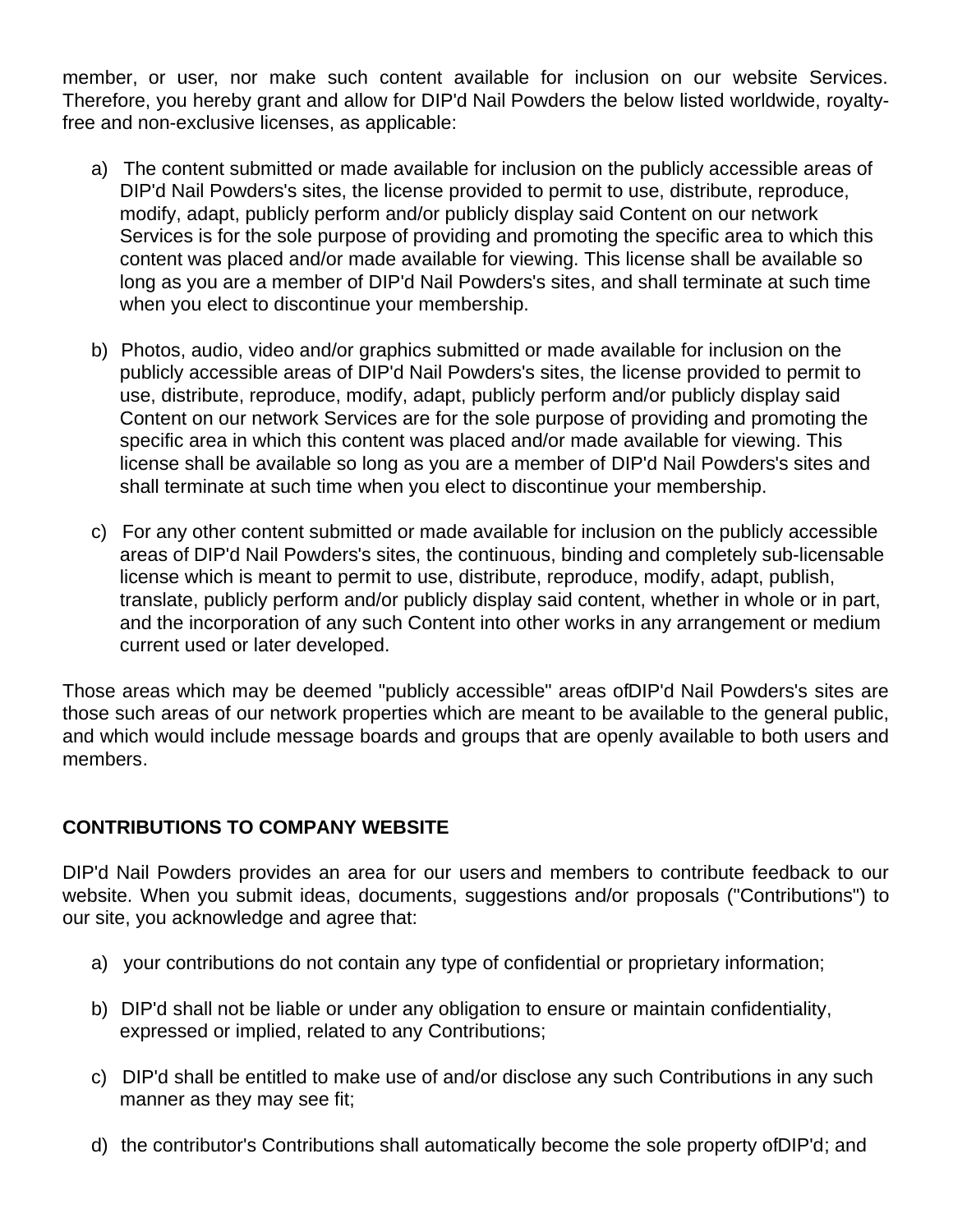member, or user, nor make such content available for inclusion on our website Services. Therefore, you hereby grant and allow for DIP'd Nail Powders the below listed worldwide, royalty-free and non-exclusive licenses, as applicable:

a) The content submitted or made available for inclusion on the publicly accessible areas of DIP'd Nail Powders's sites, the license provided to permit to use, distribute, reproduce, modify, adapt, publicly perform and/or publicly display said Content on our network Services is for the sole purpose of providing and promoting the specific area to which this content was placed and/or made available for viewing. This license shall be available so long as you are a member of DIP'd Nail Powders's sites, and shall terminate at such time when you elect to discontinue your membership.

b) Photos, audio, video and/or graphics submitted or made available for inclusion on the publicly accessible areas of DIP'd Nail Powders's sites, the license provided to permit to use, distribute, reproduce, modify, adapt, publicly perform and/or publicly display said Content on our network Services are for the sole purpose of providing and promoting the specific area in which this content was placed and/or made available for viewing. This license shall be available so long as you are a member of DIP'd Nail Powders's sites and shall terminate at such time when you elect to discontinue your membership.

c) For any other content submitted or made available for inclusion on the publicly accessible areas of DIP'd Nail Powders's sites, the continuous, binding and completely sub-licensable license which is meant to permit to use, distribute, reproduce, modify, adapt, publish, translate, publicly perform and/or publicly display said content, whether in whole or in part, and the incorporation of any such Content into other works in any arrangement or medium current used or later developed.

Those areas which may be deemed "publicly accessible" areas ofDIP'd Nail Powders's sites are those such areas of our network properties which are meant to be available to the general public, and which would include message boards and groups that are openly available to both users and members.

**CONTRIBUTIONS TO COMPANY WEBSITE**

DIP'd Nail Powders provides an area for our users and members to contribute feedback to our website. When you submit ideas, documents, suggestions and/or proposals ("Contributions") to our site, you acknowledge and agree that:

a) your contributions do not contain any type of confidential or proprietary information;

b) DIP'd shall not be liable or under any obligation to ensure or maintain confidentiality, expressed or implied, related to any Contributions;

c) DIP'd shall be entitled to make use of and/or disclose any such Contributions in any such manner as they may see fit;

d) the contributor's Contributions shall automatically become the sole property ofDIP'd; and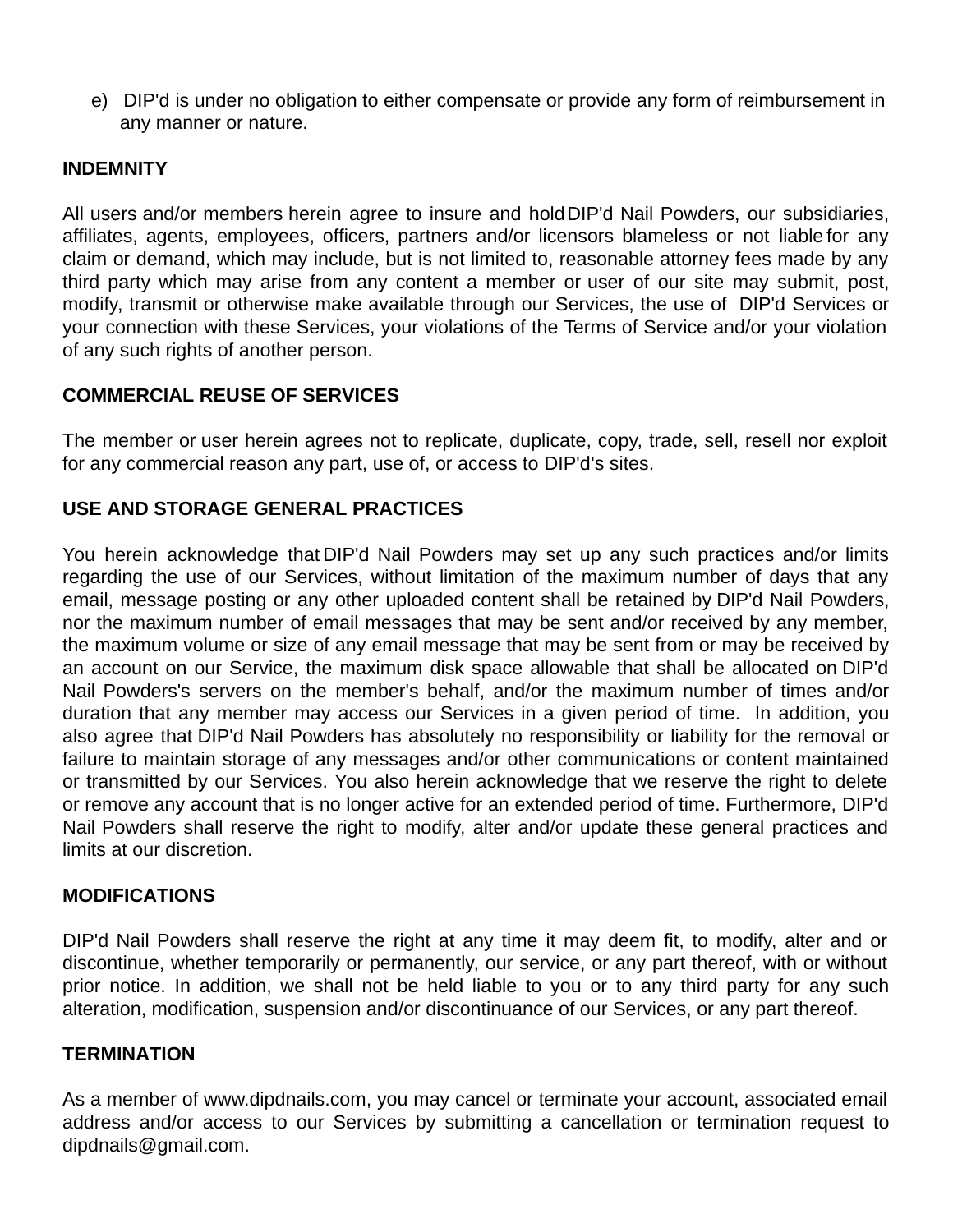e) DIP'd is under no obligation to either compensate or provide any form of reimbursement in any manner or nature.

**INDEMNITY**

All users and/or members herein agree to insure and hold DIP'd Nail Powders, our subsidiaries, affiliates, agents, employees, officers, partners and/or licensors blameless or not liable for any claim or demand, which may include, but is not limited to, reasonable attorney fees made by any third party which may arise from any content a member or user of our site may submit, post, modify, transmit or otherwise make available through our Services, the use of DIP'd Services or your connection with these Services, your violations of the Terms of Service and/or your violation of any such rights of another person.

**COMMERCIAL REUSE OF SERVICES**

The member or user herein agrees not to replicate, duplicate, copy, trade, sell, resell nor exploit for any commercial reason any part, use of, or access to DIP'd's sites.

**USE AND STORAGE GENERAL PRACTICES**

You herein acknowledge that DIP'd Nail Powders may set up any such practices and/or limits regarding the use of our Services, without limitation of the maximum number of days that any email, message posting or any other uploaded content shall be retained by DIP'd Nail Powders, nor the maximum number of email messages that may be sent and/or received by any member, the maximum volume or size of any email message that may be sent from or may be received by an account on our Service, the maximum disk space allowable that shall be allocated on DIP'd Nail Powders's servers on the member's behalf, and/or the maximum number of times and/or duration that any member may access our Services in a given period of time. In addition, you also agree that DIP'd Nail Powders has absolutely no responsibility or liability for the removal or failure to maintain storage of any messages and/or other communications or content maintained or transmitted by our Services. You also herein acknowledge that we reserve the right to delete or remove any account that is no longer active for an extended period of time. Furthermore, DIP'd Nail Powders shall reserve the right to modify, alter and/or update these general practices and limits at our discretion.

**MODIFICATIONS**

DIP'd Nail Powders shall reserve the right at any time it may deem fit, to modify, alter and or discontinue, whether temporarily or permanently, our service, or any part thereof, with or without prior notice. In addition, we shall not be held liable to you or to any third party for any such alteration, modification, suspension and/or discontinuance of our Services, or any part thereof.

**TERMINATION**

As a member of www.dipdnails.com, you may cancel or terminate your account, associated email address and/or access to our Services by submitting a cancellation or termination request to dipdnails@gmail.com.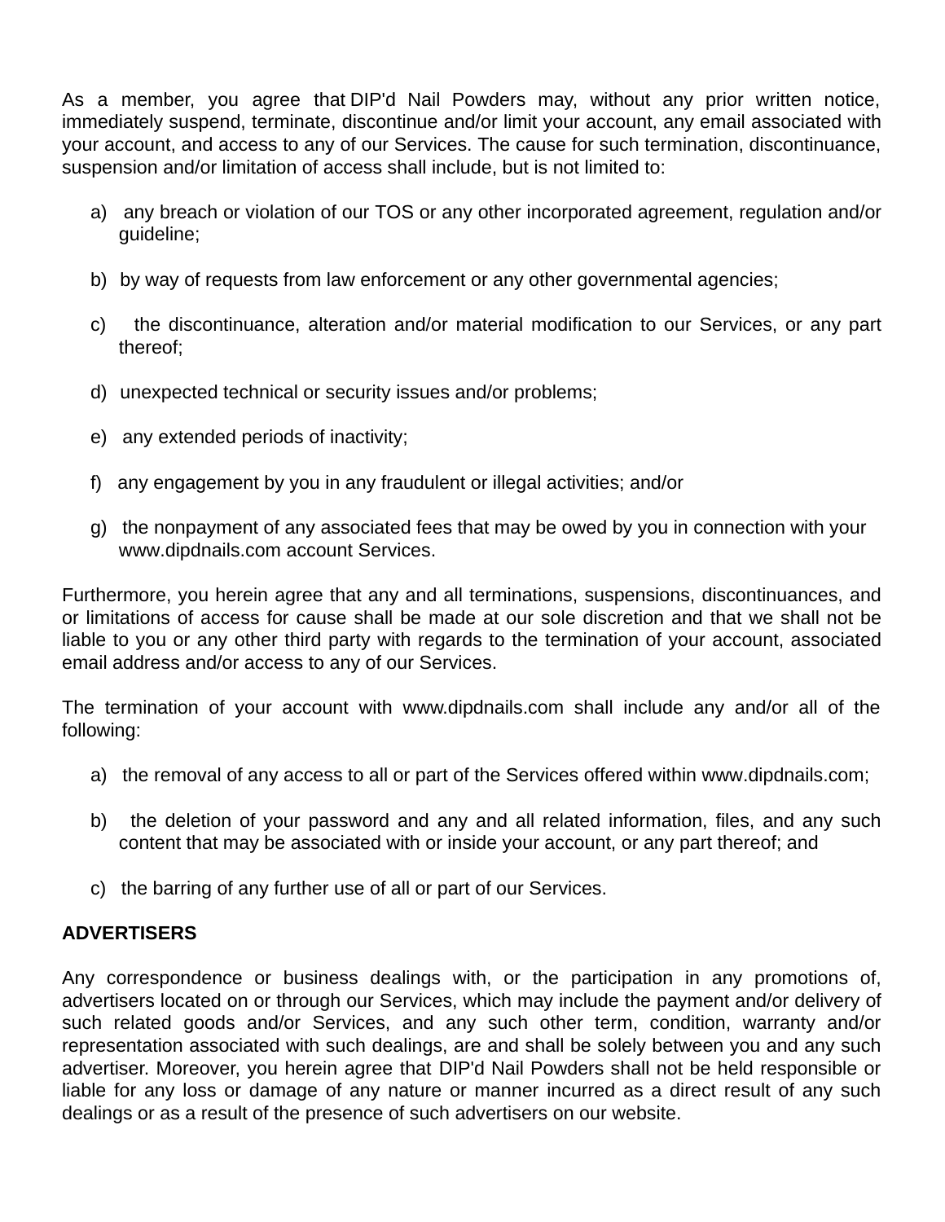As a member, you agree that DIP'd Nail Powders may, without any prior written notice, immediately suspend, terminate, discontinue and/or limit your account, any email associated with your account, and access to any of our Services. The cause for such termination, discontinuance, suspension and/or limitation of access shall include, but is not limited to:

a) any breach or violation of our TOS or any other incorporated agreement, regulation and/or guideline;

b) by way of requests from law enforcement or any other governmental agencies;

c) the discontinuance, alteration and/or material modification to our Services, or any part thereof;

d) unexpected technical or security issues and/or problems;

e) any extended periods of inactivity;

f) any engagement by you in any fraudulent or illegal activities; and/or

g) the nonpayment of any associated fees that may be owed by you in connection with your www.dipdnails.com account Services.

Furthermore, you herein agree that any and all terminations, suspensions, discontinuances, and or limitations of access for cause shall be made at our sole discretion and that we shall not be liable to you or any other third party with regards to the termination of your account, associated email address and/or access to any of our Services.

The termination of your account with www.dipdnails.com shall include any and/or all of the following:

a) the removal of any access to all or part of the Services offered within www.dipdnails.com;

b) the deletion of your password and any and all related information, files, and any such content that may be associated with or inside your account, or any part thereof; and

c) the barring of any further use of all or part of our Services.

**ADVERTISERS**

Any correspondence or business dealings with, or the participation in any promotions of, advertisers located on or through our Services, which may include the payment and/or delivery of such related goods and/or Services, and any such other term, condition, warranty and/or representation associated with such dealings, are and shall be solely between you and any such advertiser. Moreover, you herein agree that DIP'd Nail Powders shall not be held responsible or liable for any loss or damage of any nature or manner incurred as a direct result of any such dealings or as a result of the presence of such advertisers on our website.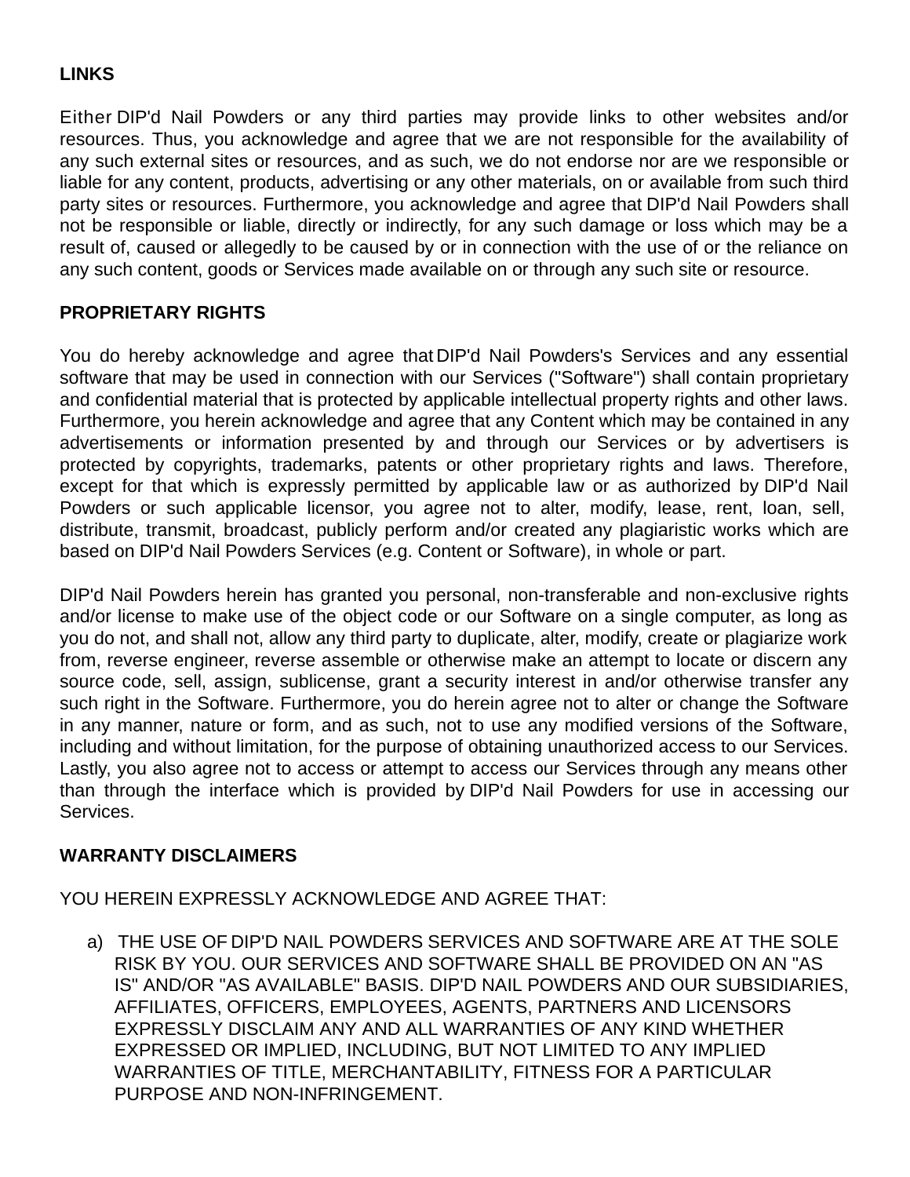**LINKS**

Either DIP'd Nail Powders or any third parties may provide links to other websites and/or resources. Thus, you acknowledge and agree that we are not responsible for the availability of any such external sites or resources, and as such, we do not endorse nor are we responsible or liable for any content, products, advertising or any other materials, on or available from such third party sites or resources. Furthermore, you acknowledge and agree that DIP'd Nail Powders shall not be responsible or liable, directly or indirectly, for any such damage or loss which may be a result of, caused or allegedly to be caused by or in connection with the use of or the reliance on any such content, goods or Services made available on or through any such site or resource.

**PROPRIETARY RIGHTS**

You do hereby acknowledge and agree that DIP'd Nail Powders's Services and any essential software that may be used in connection with our Services ("Software") shall contain proprietary and confidential material that is protected by applicable intellectual property rights and other laws. Furthermore, you herein acknowledge and agree that any Content which may be contained in any advertisements or information presented by and through our Services or by advertisers is protected by copyrights, trademarks, patents or other proprietary rights and laws. Therefore, except for that which is expressly permitted by applicable law or as authorized by DIP'd Nail Powders or such applicable licensor, you agree not to alter, modify, lease, rent, loan, sell, distribute, transmit, broadcast, publicly perform and/or created any plagiaristic works which are based on DIP'd Nail Powders Services (e.g. Content or Software), in whole or part.

DIP'd Nail Powders herein has granted you personal, non-transferable and non-exclusive rights and/or license to make use of the object code or our Software on a single computer, as long as you do not, and shall not, allow any third party to duplicate, alter, modify, create or plagiarize work from, reverse engineer, reverse assemble or otherwise make an attempt to locate or discern any source code, sell, assign, sublicense, grant a security interest in and/or otherwise transfer any such right in the Software. Furthermore, you do herein agree not to alter or change the Software in any manner, nature or form, and as such, not to use any modified versions of the Software, including and without limitation, for the purpose of obtaining unauthorized access to our Services. Lastly, you also agree not to access or attempt to access our Services through any means other than through the interface which is provided by DIP'd Nail Powders for use in accessing our Services.

**WARRANTY DISCLAIMERS**

YOU HEREIN EXPRESSLY ACKNOWLEDGE AND AGREE THAT:

a) THE USE OF DIP'D NAIL POWDERS SERVICES AND SOFTWARE ARE AT THE SOLE RISK BY YOU. OUR SERVICES AND SOFTWARE SHALL BE PROVIDED ON AN "AS IS" AND/OR "AS AVAILABLE" BASIS. DIP'D NAIL POWDERS AND OUR SUBSIDIARIES, AFFILIATES, OFFICERS, EMPLOYEES, AGENTS, PARTNERS AND LICENSORS EXPRESSLY DISCLAIM ANY AND ALL WARRANTIES OF ANY KIND WHETHER EXPRESSED OR IMPLIED, INCLUDING, BUT NOT LIMITED TO ANY IMPLIED WARRANTIES OF TITLE, MERCHANTABILITY, FITNESS FOR A PARTICULAR PURPOSE AND NON-INFRINGEMENT.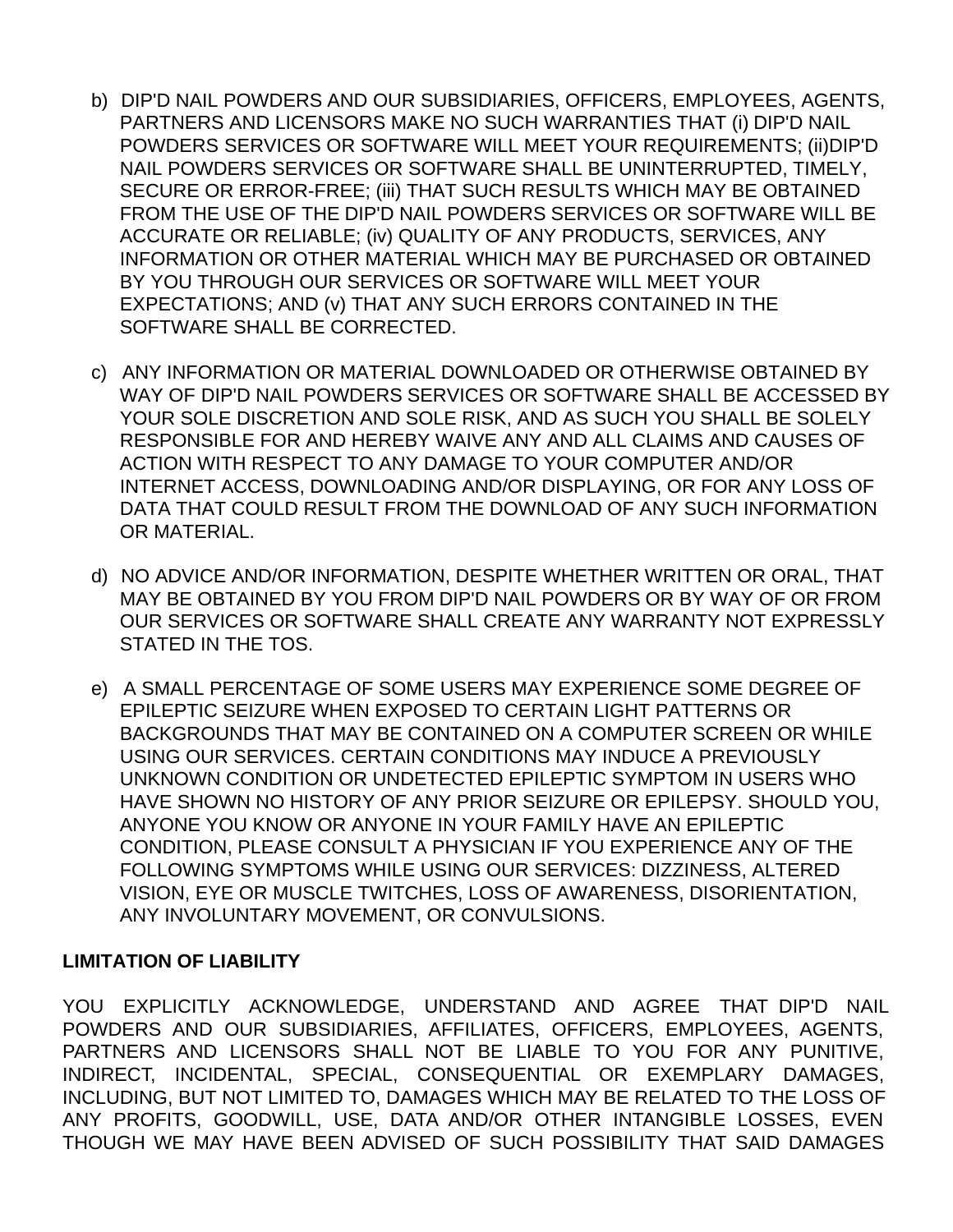b) DIP'D NAIL POWDERS AND OUR SUBSIDIARIES, OFFICERS, EMPLOYEES, AGENTS, PARTNERS AND LICENSORS MAKE NO SUCH WARRANTIES THAT (i) DIP'D NAIL POWDERS SERVICES OR SOFTWARE WILL MEET YOUR REQUIREMENTS; (ii)DIP'D NAIL POWDERS SERVICES OR SOFTWARE SHALL BE UNINTERRUPTED, TIMELY, SECURE OR ERROR-FREE; (iii) THAT SUCH RESULTS WHICH MAY BE OBTAINED FROM THE USE OF THE DIP'D NAIL POWDERS SERVICES OR SOFTWARE WILL BE ACCURATE OR RELIABLE; (iv) QUALITY OF ANY PRODUCTS, SERVICES, ANY INFORMATION OR OTHER MATERIAL WHICH MAY BE PURCHASED OR OBTAINED BY YOU THROUGH OUR SERVICES OR SOFTWARE WILL MEET YOUR EXPECTATIONS; AND (v) THAT ANY SUCH ERRORS CONTAINED IN THE SOFTWARE SHALL BE CORRECTED.

c) ANY INFORMATION OR MATERIAL DOWNLOADED OR OTHERWISE OBTAINED BY WAY OF DIP'D NAIL POWDERS SERVICES OR SOFTWARE SHALL BE ACCESSED BY YOUR SOLE DISCRETION AND SOLE RISK, AND AS SUCH YOU SHALL BE SOLELY RESPONSIBLE FOR AND HEREBY WAIVE ANY AND ALL CLAIMS AND CAUSES OF ACTION WITH RESPECT TO ANY DAMAGE TO YOUR COMPUTER AND/OR INTERNET ACCESS, DOWNLOADING AND/OR DISPLAYING, OR FOR ANY LOSS OF DATA THAT COULD RESULT FROM THE DOWNLOAD OF ANY SUCH INFORMATION OR MATERIAL.

d) NO ADVICE AND/OR INFORMATION, DESPITE WHETHER WRITTEN OR ORAL, THAT MAY BE OBTAINED BY YOU FROM DIP'D NAIL POWDERS OR BY WAY OF OR FROM OUR SERVICES OR SOFTWARE SHALL CREATE ANY WARRANTY NOT EXPRESSLY STATED IN THE TOS.

e) A SMALL PERCENTAGE OF SOME USERS MAY EXPERIENCE SOME DEGREE OF EPILEPTIC SEIZURE WHEN EXPOSED TO CERTAIN LIGHT PATTERNS OR BACKGROUNDS THAT MAY BE CONTAINED ON A COMPUTER SCREEN OR WHILE USING OUR SERVICES. CERTAIN CONDITIONS MAY INDUCE A PREVIOUSLY UNKNOWN CONDITION OR UNDETECTED EPILEPTIC SYMPTOM IN USERS WHO HAVE SHOWN NO HISTORY OF ANY PRIOR SEIZURE OR EPILEPSY. SHOULD YOU, ANYONE YOU KNOW OR ANYONE IN YOUR FAMILY HAVE AN EPILEPTIC CONDITION, PLEASE CONSULT A PHYSICIAN IF YOU EXPERIENCE ANY OF THE FOLLOWING SYMPTOMS WHILE USING OUR SERVICES: DIZZINESS, ALTERED VISION, EYE OR MUSCLE TWITCHES, LOSS OF AWARENESS, DISORIENTATION, ANY INVOLUNTARY MOVEMENT, OR CONVULSIONS.

**LIMITATION OF LIABILITY**

YOU EXPLICITLY ACKNOWLEDGE, UNDERSTAND AND AGREE THAT DIP'D NAIL POWDERS AND OUR SUBSIDIARIES, AFFILIATES, OFFICERS, EMPLOYEES, AGENTS, PARTNERS AND LICENSORS SHALL NOT BE LIABLE TO YOU FOR ANY PUNITIVE, INDIRECT, INCIDENTAL, SPECIAL, CONSEQUENTIAL OR EXEMPLARY DAMAGES, INCLUDING, BUT NOT LIMITED TO, DAMAGES WHICH MAY BE RELATED TO THE LOSS OF ANY PROFITS, GOODWILL, USE, DATA AND/OR OTHER INTANGIBLE LOSSES, EVEN THOUGH WE MAY HAVE BEEN ADVISED OF SUCH POSSIBILITY THAT SAID DAMAGES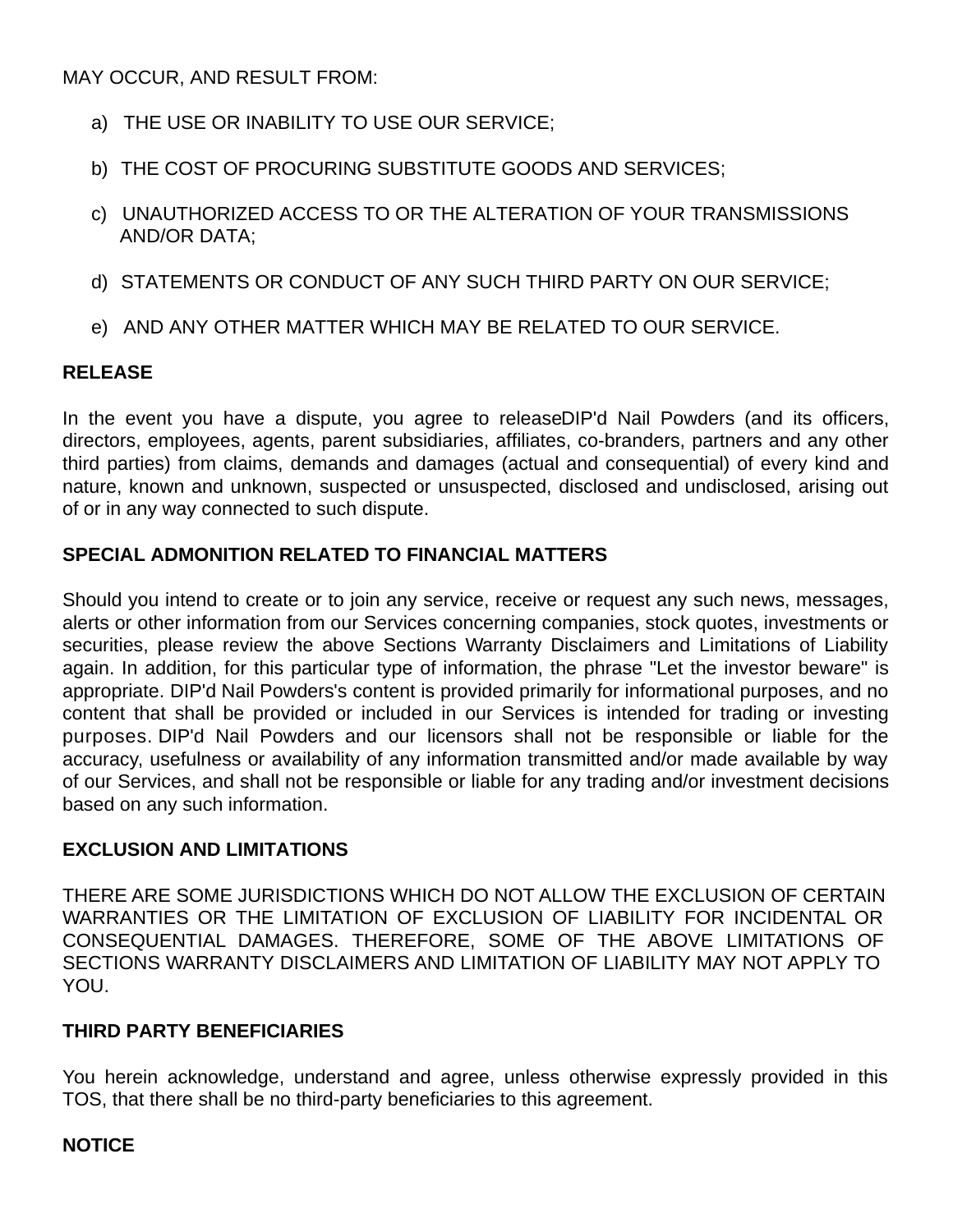MAY OCCUR, AND RESULT FROM:

a) THE USE OR INABILITY TO USE OUR SERVICE;

b) THE COST OF PROCURING SUBSTITUTE GOODS AND SERVICES;

c) UNAUTHORIZED ACCESS TO OR THE ALTERATION OF YOUR TRANSMISSIONS AND/OR DATA;

d) STATEMENTS OR CONDUCT OF ANY SUCH THIRD PARTY ON OUR SERVICE;

e) AND ANY OTHER MATTER WHICH MAY BE RELATED TO OUR SERVICE.

**RELEASE**

In the event you have a dispute, you agree to releaseDIP'd Nail Powders (and its officers, directors, employees, agents, parent subsidiaries, affiliates, co-branders, partners and any other third parties) from claims, demands and damages (actual and consequential) of every kind and nature, known and unknown, suspected or unsuspected, disclosed and undisclosed, arising out of or in any way connected to such dispute.

**SPECIAL ADMONITION RELATED TO FINANCIAL MATTERS**

Should you intend to create or to join any service, receive or request any such news, messages, alerts or other information from our Services concerning companies, stock quotes, investments or securities, please review the above Sections Warranty Disclaimers and Limitations of Liability again. In addition, for this particular type of information, the phrase "Let the investor beware" is appropriate. DIP'd Nail Powders's content is provided primarily for informational purposes, and no content that shall be provided or included in our Services is intended for trading or investing purposes. DIP'd Nail Powders and our licensors shall not be responsible or liable for the accuracy, usefulness or availability of any information transmitted and/or made available by way of our Services, and shall not be responsible or liable for any trading and/or investment decisions based on any such information.

**EXCLUSION AND LIMITATIONS**

THERE ARE SOME JURISDICTIONS WHICH DO NOT ALLOW THE EXCLUSION OF CERTAIN WARRANTIES OR THE LIMITATION OF EXCLUSION OF LIABILITY FOR INCIDENTAL OR CONSEQUENTIAL DAMAGES. THEREFORE, SOME OF THE ABOVE LIMITATIONS OF SECTIONS WARRANTY DISCLAIMERS AND LIMITATION OF LIABILITY MAY NOT APPLY TO YOU.

**THIRD PARTY BENEFICIARIES**

You herein acknowledge, understand and agree, unless otherwise expressly provided in this TOS, that there shall be no third-party beneficiaries to this agreement.

**NOTICE**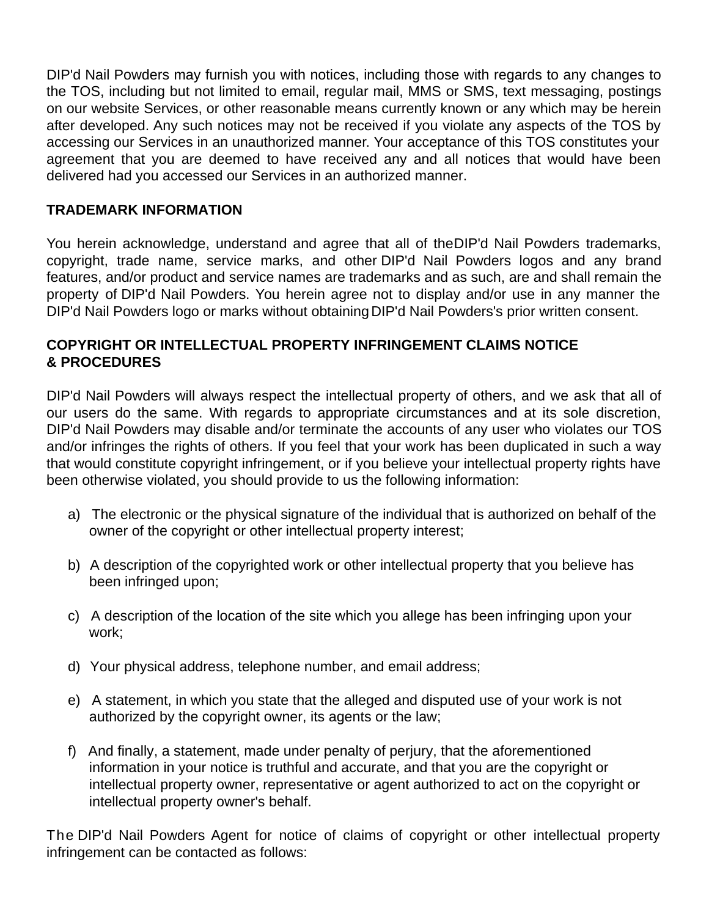DIP'd Nail Powders may furnish you with notices, including those with regards to any changes to the TOS, including but not limited to email, regular mail, MMS or SMS, text messaging, postings on our website Services, or other reasonable means currently known or any which may be herein after developed. Any such notices may not be received if you violate any aspects of the TOS by accessing our Services in an unauthorized manner. Your acceptance of this TOS constitutes your agreement that you are deemed to have received any and all notices that would have been delivered had you accessed our Services in an authorized manner.

**TRADEMARK INFORMATION**

You herein acknowledge, understand and agree that all of theDIP'd Nail Powders trademarks, copyright, trade name, service marks, and other DIP'd Nail Powders logos and any brand features, and/or product and service names are trademarks and as such, are and shall remain the property of DIP'd Nail Powders. You herein agree not to display and/or use in any manner the DIP'd Nail Powders logo or marks without obtaining DIP'd Nail Powders's prior written consent.

**COPYRIGHT OR INTELLECTUAL PROPERTY INFRINGEMENT CLAIMS NOTICE & PROCEDURES**

DIP'd Nail Powders will always respect the intellectual property of others, and we ask that all of our users do the same. With regards to appropriate circumstances and at its sole discretion, DIP'd Nail Powders may disable and/or terminate the accounts of any user who violates our TOS and/or infringes the rights of others. If you feel that your work has been duplicated in such a way that would constitute copyright infringement, or if you believe your intellectual property rights have been otherwise violated, you should provide to us the following information:

a) The electronic or the physical signature of the individual that is authorized on behalf of the owner of the copyright or other intellectual property interest;

b) A description of the copyrighted work or other intellectual property that you believe has been infringed upon;

c) A description of the location of the site which you allege has been infringing upon your work;

d) Your physical address, telephone number, and email address;

e) A statement, in which you state that the alleged and disputed use of your work is not authorized by the copyright owner, its agents or the law;

f) And finally, a statement, made under penalty of perjury, that the aforementioned information in your notice is truthful and accurate, and that you are the copyright or intellectual property owner, representative or agent authorized to act on the copyright or intellectual property owner's behalf.

The DIP'd Nail Powders Agent for notice of claims of copyright or other intellectual property infringement can be contacted as follows: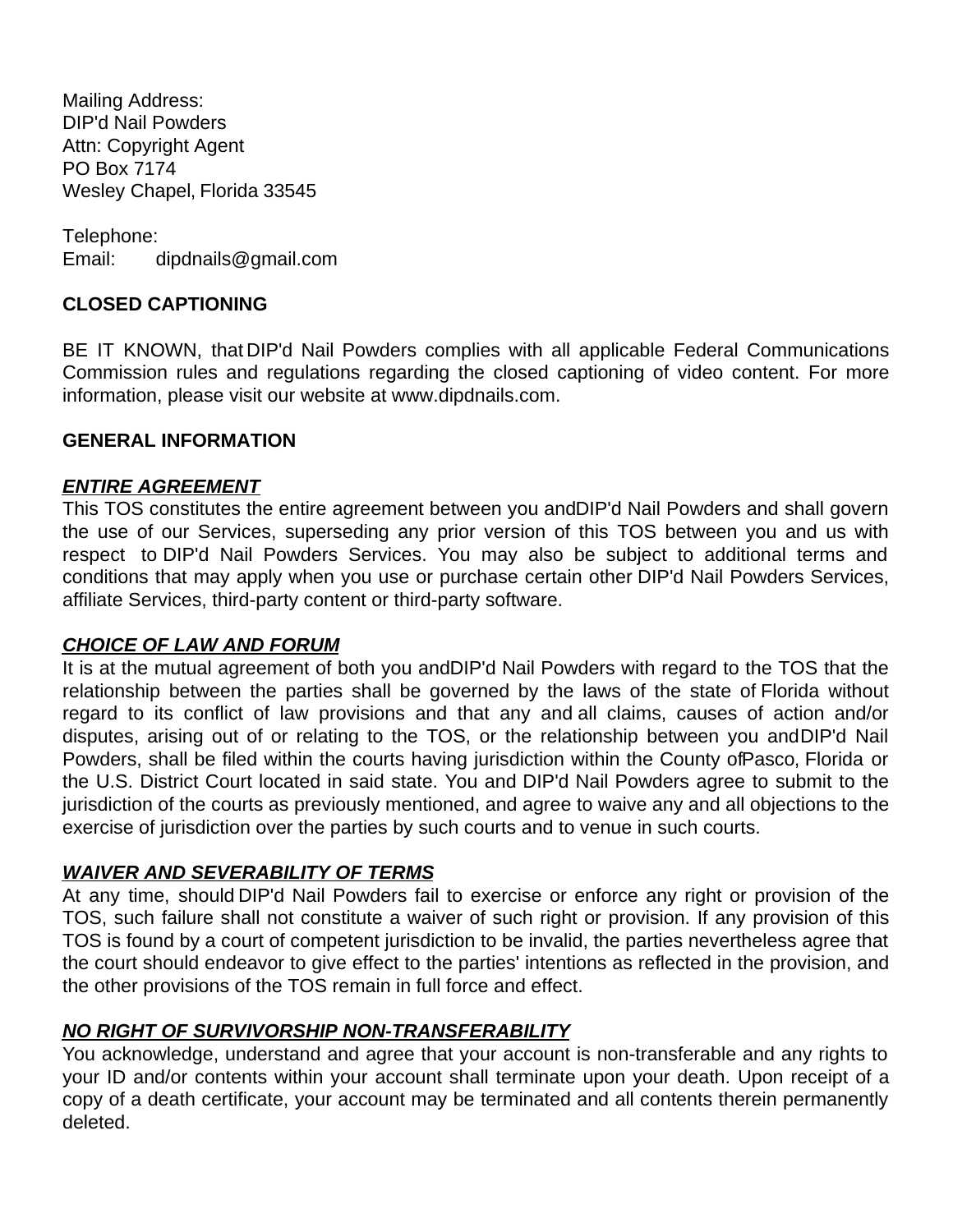Mailing Address:
DIP'd Nail Powders
Attn: Copyright Agent
PO Box 7174
Wesley Chapel, Florida 33545

Telephone:
Email: dipdnails@gmail.com

## CLOSED CAPTIONING

BE IT KNOWN, that DIP'd Nail Powders complies with all applicable Federal Communications Commission rules and regulations regarding the closed captioning of video content. For more information, please visit our website at www.dipdnails.com.

## GENERAL INFORMATION

### ***ENTIRE AGREEMENT***

This TOS constitutes the entire agreement between you and DIP'd Nail Powders and shall govern the use of our Services, superseding any prior version of this TOS between you and us with respect to DIP'd Nail Powders Services. You may also be subject to additional terms and conditions that may apply when you use or purchase certain other DIP'd Nail Powders Services, affiliate Services, third-party content or third-party software.

### ***CHOICE OF LAW AND FORUM***

It is at the mutual agreement of both you and DIP'd Nail Powders with regard to the TOS that the relationship between the parties shall be governed by the laws of the state of Florida without regard to its conflict of law provisions and that any and all claims, causes of action and/or disputes, arising out of or relating to the TOS, or the relationship between you and DIP'd Nail Powders, shall be filed within the courts having jurisdiction within the County of Pasco, Florida or the U.S. District Court located in said state. You and DIP'd Nail Powders agree to submit to the jurisdiction of the courts as previously mentioned, and agree to waive any and all objections to the exercise of jurisdiction over the parties by such courts and to venue in such courts.

### ***WAIVER AND SEVERABILITY OF TERMS***

At any time, should DIP'd Nail Powders fail to exercise or enforce any right or provision of the TOS, such failure shall not constitute a waiver of such right or provision. If any provision of this TOS is found by a court of competent jurisdiction to be invalid, the parties nevertheless agree that the court should endeavor to give effect to the parties' intentions as reflected in the provision, and the other provisions of the TOS remain in full force and effect.

### ***NO RIGHT OF SURVIVORSHIP NON-TRANSFERABILITY***

You acknowledge, understand and agree that your account is non-transferable and any rights to your ID and/or contents within your account shall terminate upon your death. Upon receipt of a copy of a death certificate, your account may be terminated and all contents therein permanently deleted.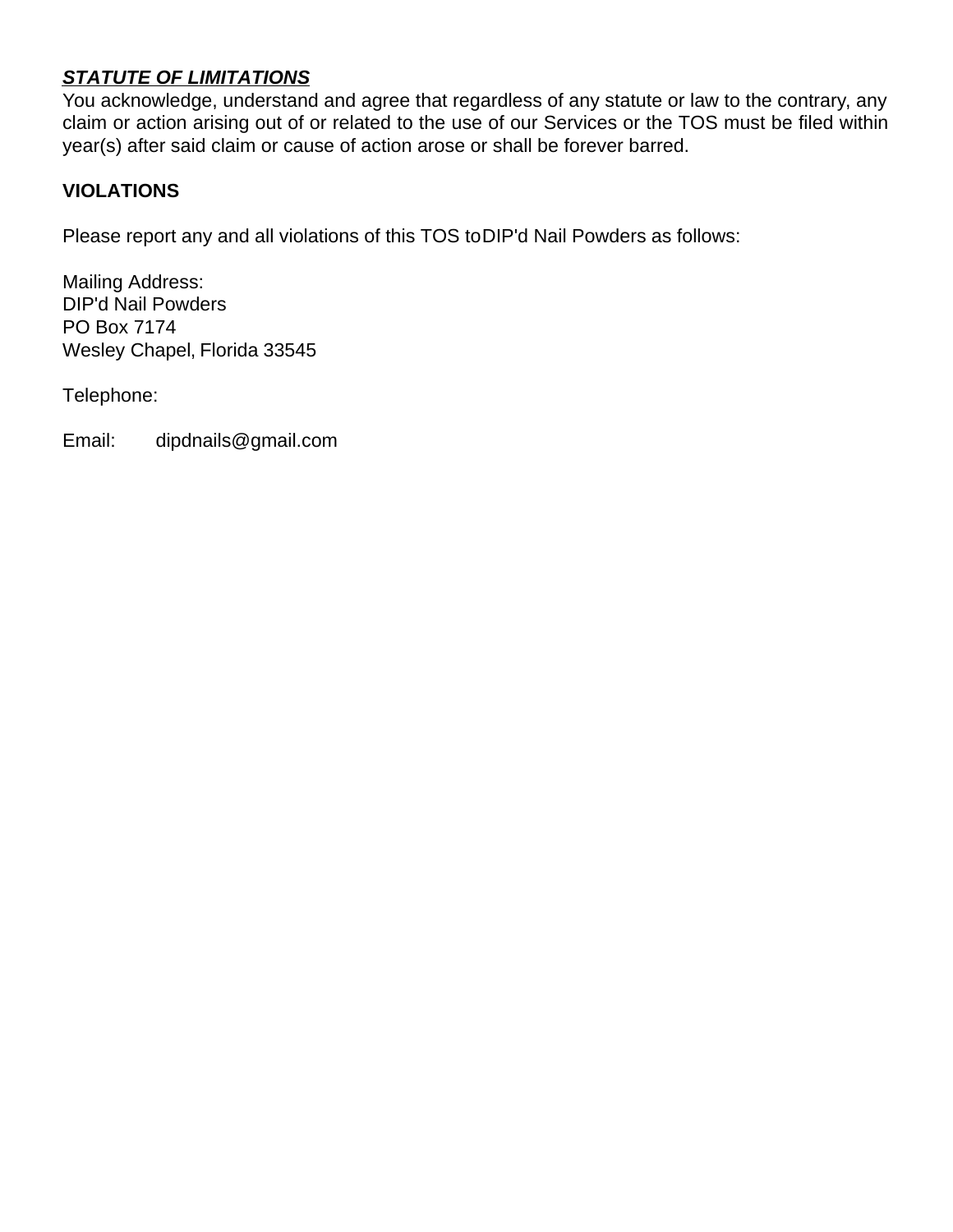***STATUTE OF LIMITATIONS***

You acknowledge, understand and agree that regardless of any statute or law to the contrary, any claim or action arising out of or related to the use of our Services or the TOS must be filed within year(s) after said claim or cause of action arose or shall be forever barred.

**VIOLATIONS**

Please report any and all violations of this TOS toDIP'd Nail Powders as follows:

Mailing Address:
DIP'd Nail Powders
PO Box 7174
Wesley Chapel, Florida 33545

Telephone:

Email: dipdnails@gmail.com